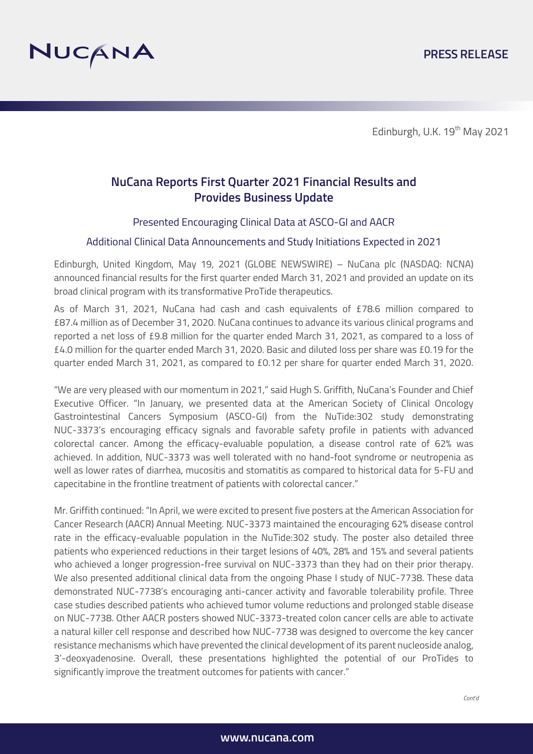NUCANA

PRESS RELEASE

Edinburgh, U.K. 19th May 2021

## NuCana Reports First Quarter 2021 Financial Results and Provides Business Update

### Presented Encouraging Clinical Data at ASCO-GI and AACR

### Additional Clinical Data Announcements and Study Initiations Expected in 2021

Edinburgh, United Kingdom, May 19, 2021 (GLOBE NEWSWIRE) – NuCana plc (NASDAQ: NCNA) announced financial results for the first quarter ended March 31, 2021 and provided an update on its broad clinical program with its transformative ProTide therapeutics.

As of March 31, 2021, NuCana had cash and cash equivalents of £78.6 million compared to £87.4 million as of December 31, 2020. NuCana continues to advance its various clinical programs and reported a net loss of £9.8 million for the quarter ended March 31, 2021, as compared to a loss of £4.0 million for the quarter ended March 31, 2020. Basic and diluted loss per share was £0.19 for the quarter ended March 31, 2021, as compared to £0.12 per share for quarter ended March 31, 2020.

"We are very pleased with our momentum in 2021," said Hugh S. Griffith, NuCana's Founder and Chief Executive Officer. "In January, we presented data at the American Society of Clinical Oncology Gastrointestinal Cancers Symposium (ASCO-GI) from the NuTide:302 study demonstrating NUC-3373's encouraging efficacy signals and favorable safety profile in patients with advanced colorectal cancer. Among the efficacy-evaluable population, a disease control rate of 62% was achieved. In addition, NUC-3373 was well tolerated with no hand-foot syndrome or neutropenia as well as lower rates of diarrhea, mucositis and stomatitis as compared to historical data for 5-FU and capecitabine in the frontline treatment of patients with colorectal cancer."

Mr. Griffith continued: "In April, we were excited to present five posters at the American Association for Cancer Research (AACR) Annual Meeting. NUC-3373 maintained the encouraging 62% disease control rate in the efficacy-evaluable population in the NuTide:302 study. The poster also detailed three patients who experienced reductions in their target lesions of 40%, 28% and 15% and several patients who achieved a longer progression-free survival on NUC-3373 than they had on their prior therapy. We also presented additional clinical data from the ongoing Phase I study of NUC-7738. These data demonstrated NUC-7738's encouraging anti-cancer activity and favorable tolerability profile. Three case studies described patients who achieved tumor volume reductions and prolonged stable disease on NUC-7738. Other AACR posters showed NUC-3373-treated colon cancer cells are able to activate a natural killer cell response and described how NUC-7738 was designed to overcome the key cancer resistance mechanisms which have prevented the clinical development of its parent nucleoside analog, 3'-deoxyadenosine. Overall, these presentations highlighted the potential of our ProTides to significantly improve the treatment outcomes for patients with cancer."

*Cont'd*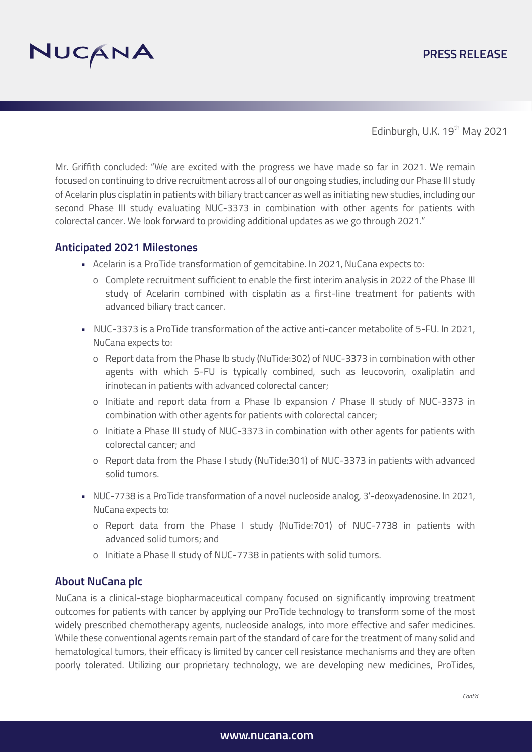Mr. Griffith concluded: "We are excited with the progress we have made so far in 2021. We remain focused on continuing to drive recruitment across all of our ongoing studies, including our Phase III study of Acelarin plus cisplatin in patients with biliary tract cancer as well as initiating new studies, including our second Phase III study evaluating NUC-3373 in combination with other agents for patients with colorectal cancer. We look forward to providing additional updates as we go through 2021."

## Anticipated 2021 Milestones

- Acelarin is a ProTide transformation of gemcitabine. In 2021, NuCana expects to:
  - Complete recruitment sufficient to enable the first interim analysis in 2022 of the Phase III study of Acelarin combined with cisplatin as a first-line treatment for patients with advanced biliary tract cancer.
- NUC-3373 is a ProTide transformation of the active anti-cancer metabolite of 5-FU. In 2021, NuCana expects to:
  - Report data from the Phase Ib study (NuTide:302) of NUC-3373 in combination with other agents with which 5-FU is typically combined, such as leucovorin, oxaliplatin and irinotecan in patients with advanced colorectal cancer;
  - Initiate and report data from a Phase Ib expansion / Phase II study of NUC-3373 in combination with other agents for patients with colorectal cancer;
  - Initiate a Phase III study of NUC-3373 in combination with other agents for patients with colorectal cancer; and
  - Report data from the Phase I study (NuTide:301) of NUC-3373 in patients with advanced solid tumors.
- NUC-7738 is a ProTide transformation of a novel nucleoside analog, 3'-deoxyadenosine. In 2021, NuCana expects to:
  - Report data from the Phase I study (NuTide:701) of NUC-7738 in patients with advanced solid tumors; and
  - Initiate a Phase II study of NUC-7738 in patients with solid tumors.

## About NuCana plc

NuCana is a clinical-stage biopharmaceutical company focused on significantly improving treatment outcomes for patients with cancer by applying our ProTide technology to transform some of the most widely prescribed chemotherapy agents, nucleoside analogs, into more effective and safer medicines. While these conventional agents remain part of the standard of care for the treatment of many solid and hematological tumors, their efficacy is limited by cancer cell resistance mechanisms and they are often poorly tolerated. Utilizing our proprietary technology, we are developing new medicines, ProTides,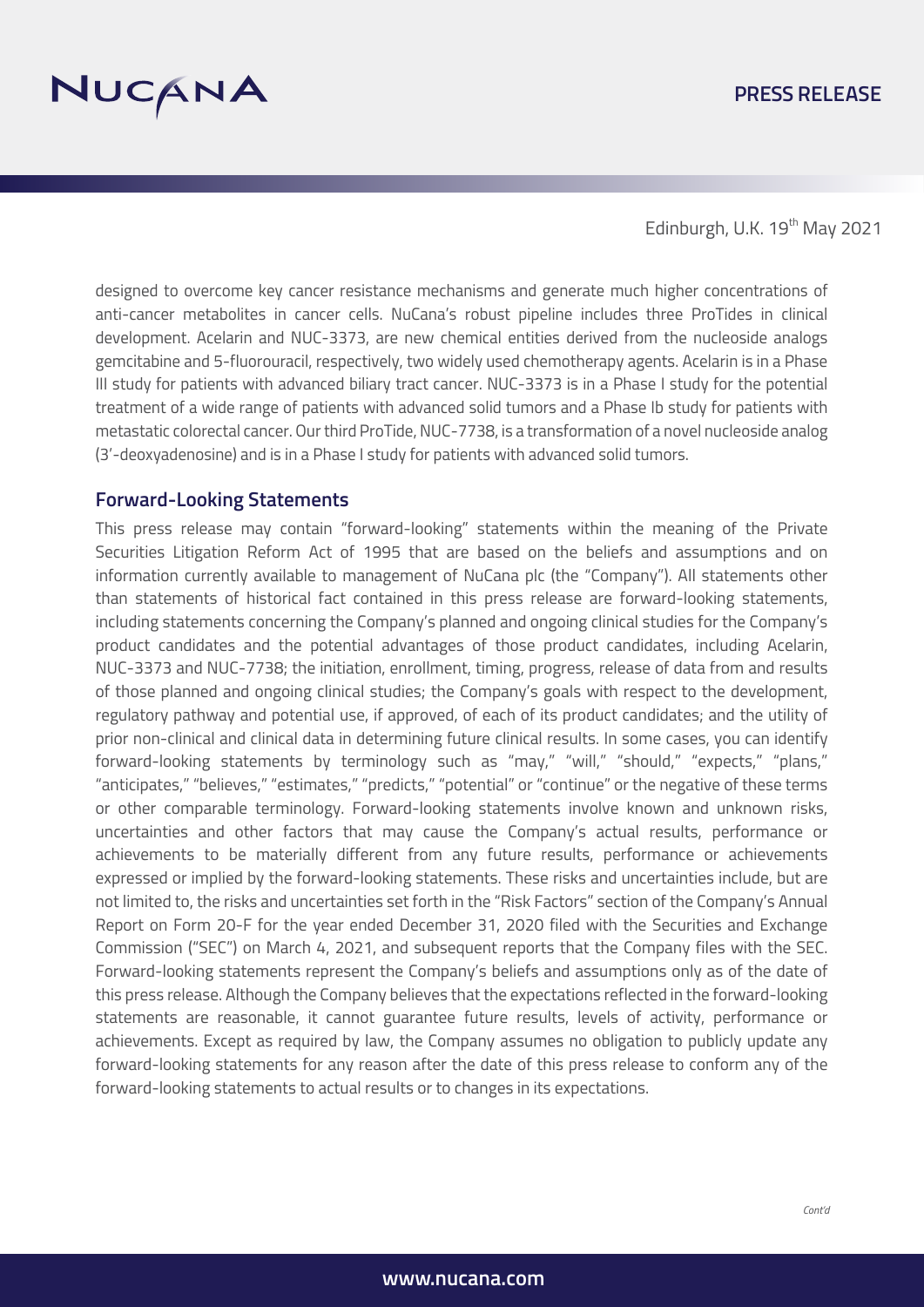designed to overcome key cancer resistance mechanisms and generate much higher concentrations of anti-cancer metabolites in cancer cells. NuCana's robust pipeline includes three ProTides in clinical development. Acelarin and NUC-3373, are new chemical entities derived from the nucleoside analogs gemcitabine and 5-fluorouracil, respectively, two widely used chemotherapy agents. Acelarin is in a Phase III study for patients with advanced biliary tract cancer. NUC-3373 is in a Phase I study for the potential treatment of a wide range of patients with advanced solid tumors and a Phase Ib study for patients with metastatic colorectal cancer. Our third ProTide, NUC-7738, is a transformation of a novel nucleoside analog (3'-deoxyadenosine) and is in a Phase I study for patients with advanced solid tumors.

## Forward-Looking Statements

This press release may contain "forward-looking" statements within the meaning of the Private Securities Litigation Reform Act of 1995 that are based on the beliefs and assumptions and on information currently available to management of NuCana plc (the "Company"). All statements other than statements of historical fact contained in this press release are forward-looking statements, including statements concerning the Company's planned and ongoing clinical studies for the Company's product candidates and the potential advantages of those product candidates, including Acelarin, NUC-3373 and NUC-7738; the initiation, enrollment, timing, progress, release of data from and results of those planned and ongoing clinical studies; the Company's goals with respect to the development, regulatory pathway and potential use, if approved, of each of its product candidates; and the utility of prior non-clinical and clinical data in determining future clinical results. In some cases, you can identify forward-looking statements by terminology such as "may," "will," "should," "expects," "plans," "anticipates," "believes," "estimates," "predicts," "potential" or "continue" or the negative of these terms or other comparable terminology. Forward-looking statements involve known and unknown risks, uncertainties and other factors that may cause the Company's actual results, performance or achievements to be materially different from any future results, performance or achievements expressed or implied by the forward-looking statements. These risks and uncertainties include, but are not limited to, the risks and uncertainties set forth in the "Risk Factors" section of the Company's Annual Report on Form 20-F for the year ended December 31, 2020 filed with the Securities and Exchange Commission ("SEC") on March 4, 2021, and subsequent reports that the Company files with the SEC. Forward-looking statements represent the Company's beliefs and assumptions only as of the date of this press release. Although the Company believes that the expectations reflected in the forward-looking statements are reasonable, it cannot guarantee future results, levels of activity, performance or achievements. Except as required by law, the Company assumes no obligation to publicly update any forward-looking statements for any reason after the date of this press release to conform any of the forward-looking statements to actual results or to changes in its expectations.

*Cont'd*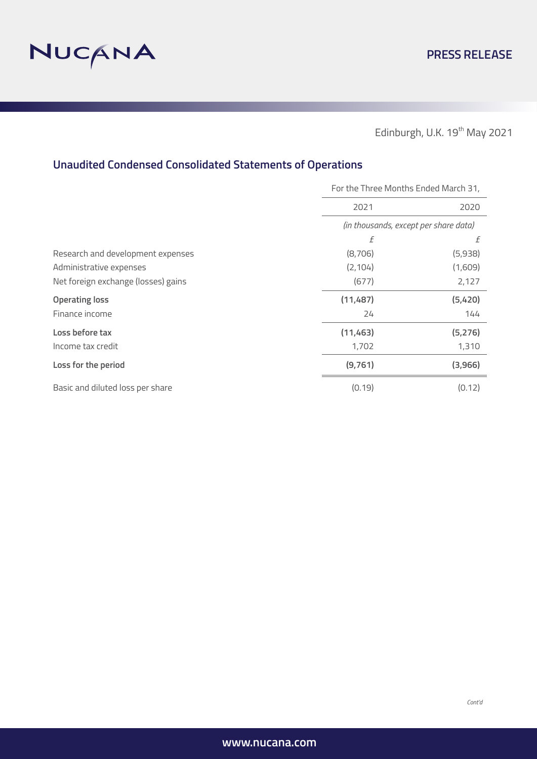Edinburgh, U.K. 19th May 2021

## Unaudited Condensed Consolidated Statements of Operations

| | For the Three Months Ended March 31, | |
|---|---|---|
| | 2021 | 2020 |
| | *(in thousands, except per share data)* | |
| | £ | £ |
| Research and development expenses | (8,706) | (5,938) |
| Administrative expenses | (2,104) | (1,609) |
| Net foreign exchange (losses) gains | (677) | 2,127 |
| **Operating loss** | **(11,487)** | **(5,420)** |
| Finance income | 24 | 144 |
| **Loss before tax** | **(11,463)** | **(5,276)** |
| Income tax credit | 1,702 | 1,310 |
| **Loss for the period** | **(9,761)** | **(3,966)** |
| Basic and diluted loss per share | (0.19) | (0.12) |

*Cont'd*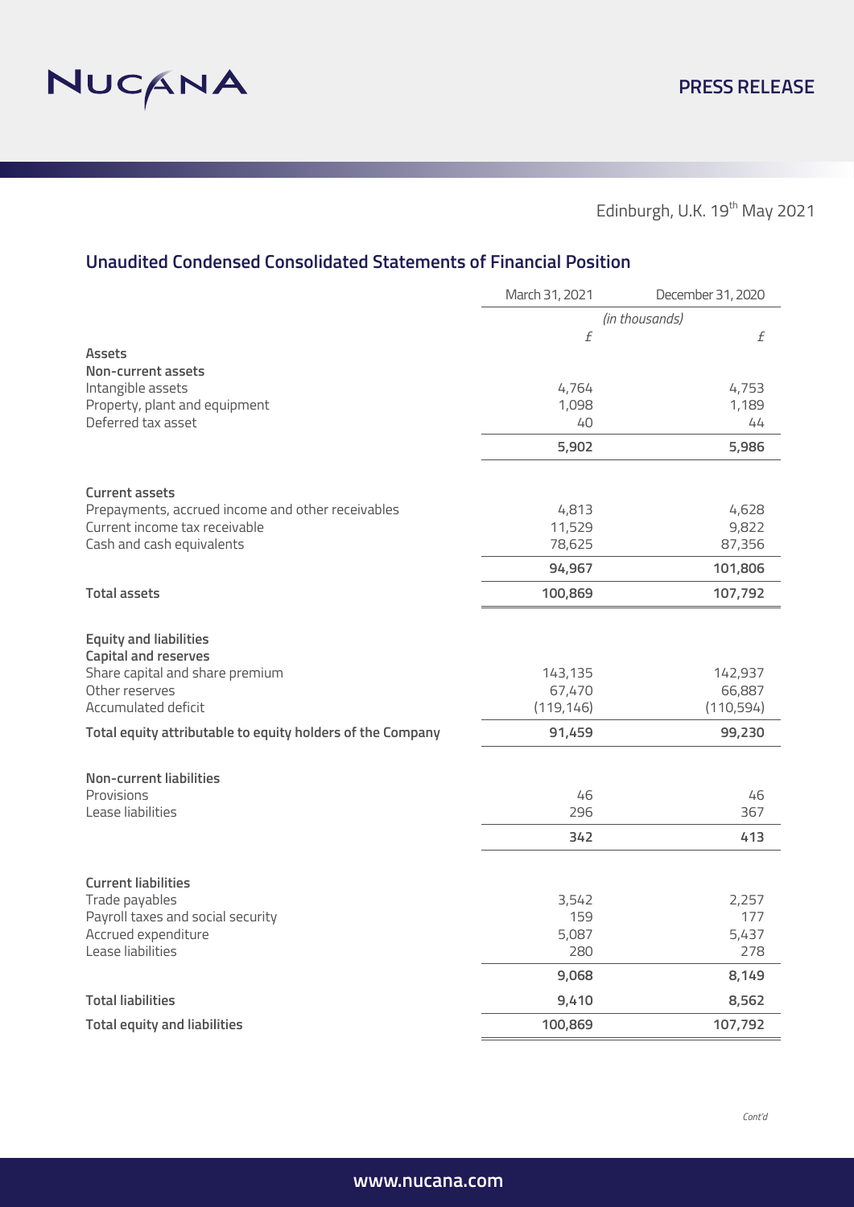NUCANA

**PRESS RELEASE**

Edinburgh, U.K. 19th May 2021

## Unaudited Condensed Consolidated Statements of Financial Position

| | March 31, 2021 | December 31, 2020 |
|---|---|---|
| | *(in thousands)* | |
| | £ | £ |
| **Assets** | | |
| **Non-current assets** | | |
| Intangible assets | 4,764 | 4,753 |
| Property, plant and equipment | 1,098 | 1,189 |
| Deferred tax asset | 40 | 44 |
| | **5,902** | **5,986** |
| **Current assets** | | |
| Prepayments, accrued income and other receivables | 4,813 | 4,628 |
| Current income tax receivable | 11,529 | 9,822 |
| Cash and cash equivalents | 78,625 | 87,356 |
| | **94,967** | **101,806** |
| **Total assets** | **100,869** | **107,792** |
| **Equity and liabilities** | | |
| **Capital and reserves** | | |
| Share capital and share premium | 143,135 | 142,937 |
| Other reserves | 67,470 | 66,887 |
| Accumulated deficit | (119,146) | (110,594) |
| **Total equity attributable to equity holders of the Company** | **91,459** | **99,230** |
| **Non-current liabilities** | | |
| Provisions | 46 | 46 |
| Lease liabilities | 296 | 367 |
| | **342** | **413** |
| **Current liabilities** | | |
| Trade payables | 3,542 | 2,257 |
| Payroll taxes and social security | 159 | 177 |
| Accrued expenditure | 5,087 | 5,437 |
| Lease liabilities | 280 | 278 |
| | **9,068** | **8,149** |
| **Total liabilities** | **9,410** | **8,562** |
| **Total equity and liabilities** | **100,869** | **107,792** |

*Cont'd*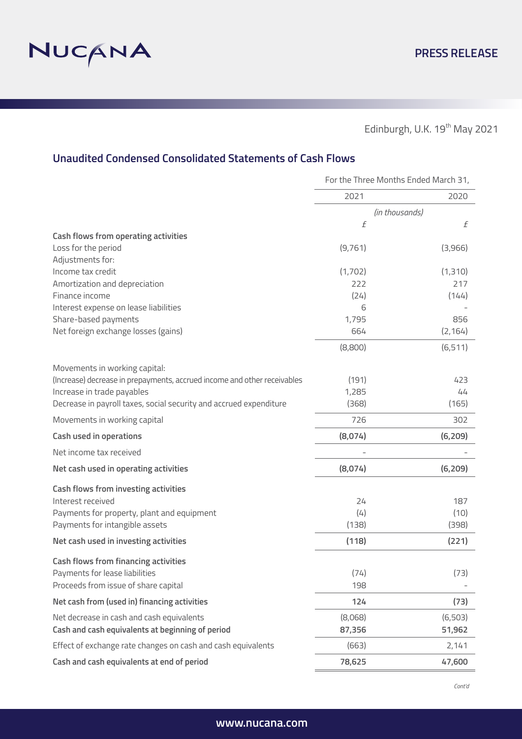Edinburgh, U.K. 19th May 2021

## Unaudited Condensed Consolidated Statements of Cash Flows

| | For the Three Months Ended March 31, | |
|---|---|---|
| | 2021 | 2020 |
| | *(in thousands)* | |
| | £ | £ |
| **Cash flows from operating activities** | | |
| Loss for the period | (9,761) | (3,966) |
| Adjustments for: | | |
| Income tax credit | (1,702) | (1,310) |
| Amortization and depreciation | 222 | 217 |
| Finance income | (24) | (144) |
| Interest expense on lease liabilities | 6 | - |
| Share-based payments | 1,795 | 856 |
| Net foreign exchange losses (gains) | 664 | (2,164) |
| | (8,800) | (6,511) |
| Movements in working capital: | | |
| (Increase) decrease in prepayments, accrued income and other receivables | (191) | 423 |
| Increase in trade payables | 1,285 | 44 |
| Decrease in payroll taxes, social security and accrued expenditure | (368) | (165) |
| Movements in working capital | 726 | 302 |
| **Cash used in operations** | **(8,074)** | **(6,209)** |
| Net income tax received | - | - |
| **Net cash used in operating activities** | **(8,074)** | **(6,209)** |
| **Cash flows from investing activities** | | |
| Interest received | 24 | 187 |
| Payments for property, plant and equipment | (4) | (10) |
| Payments for intangible assets | (138) | (398) |
| **Net cash used in investing activities** | **(118)** | **(221)** |
| **Cash flows from financing activities** | | |
| Payments for lease liabilities | (74) | (73) |
| Proceeds from issue of share capital | 198 | - |
| **Net cash from (used in) financing activities** | **124** | **(73)** |
| Net decrease in cash and cash equivalents | (8,068) | (6,503) |
| **Cash and cash equivalents at beginning of period** | **87,356** | **51,962** |
| Effect of exchange rate changes on cash and cash equivalents | (663) | 2,141 |
| **Cash and cash equivalents at end of period** | **78,625** | **47,600** |

*Cont'd*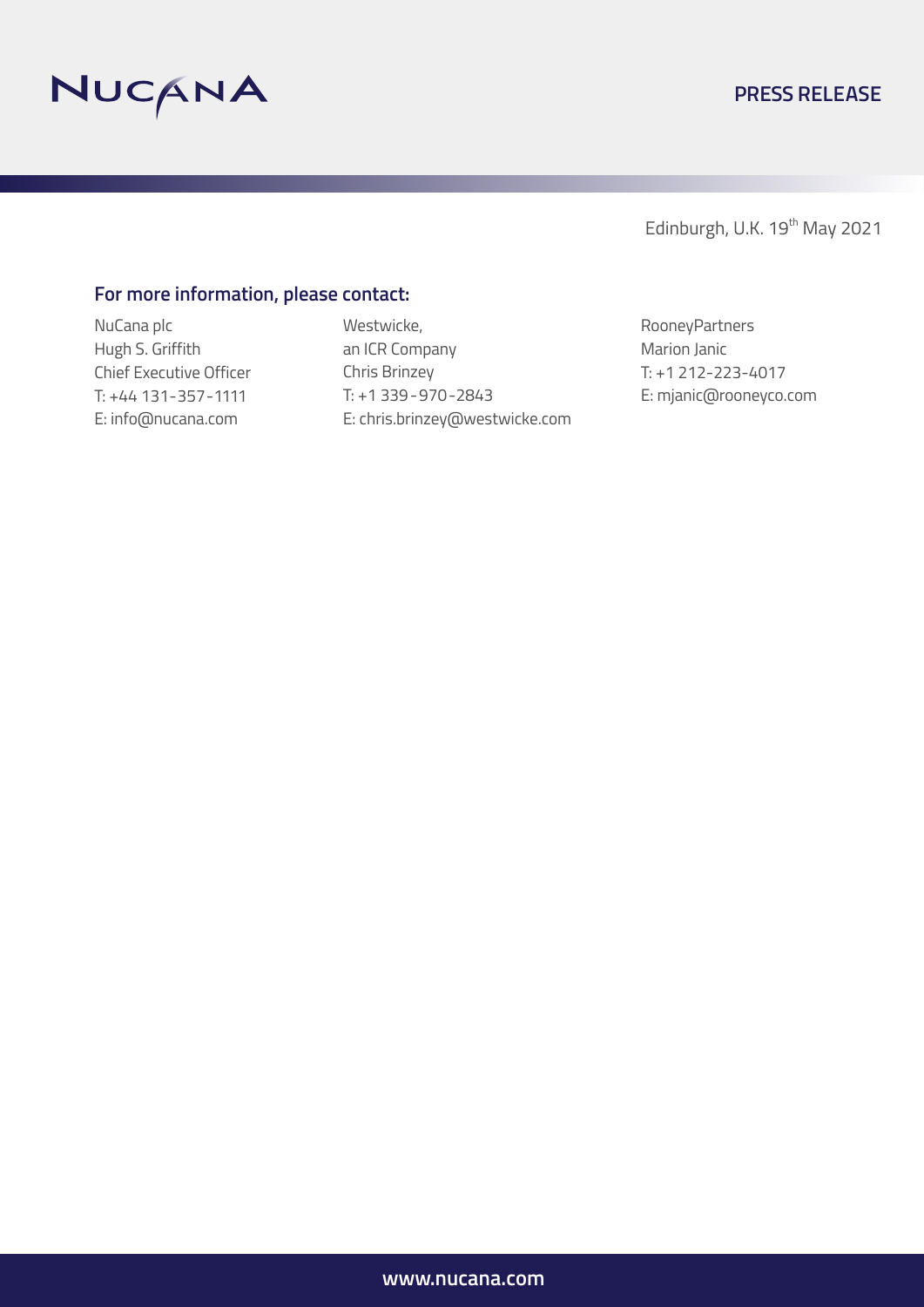NUCANA

PRESS RELEASE

Edinburgh, U.K. 19th May 2021

**For more information, please contact:**

NuCana plc
Hugh S. Griffith
Chief Executive Officer
T: +44 131-357-1111
E: info@nucana.com

Westwicke,
an ICR Company
Chris Brinzey
T: +1 339-970-2843
E: chris.brinzey@westwicke.com

RooneyPartners
Marion Janic
T: +1 212-223-4017
E: mjanic@rooneyco.com

**www.nucana.com**